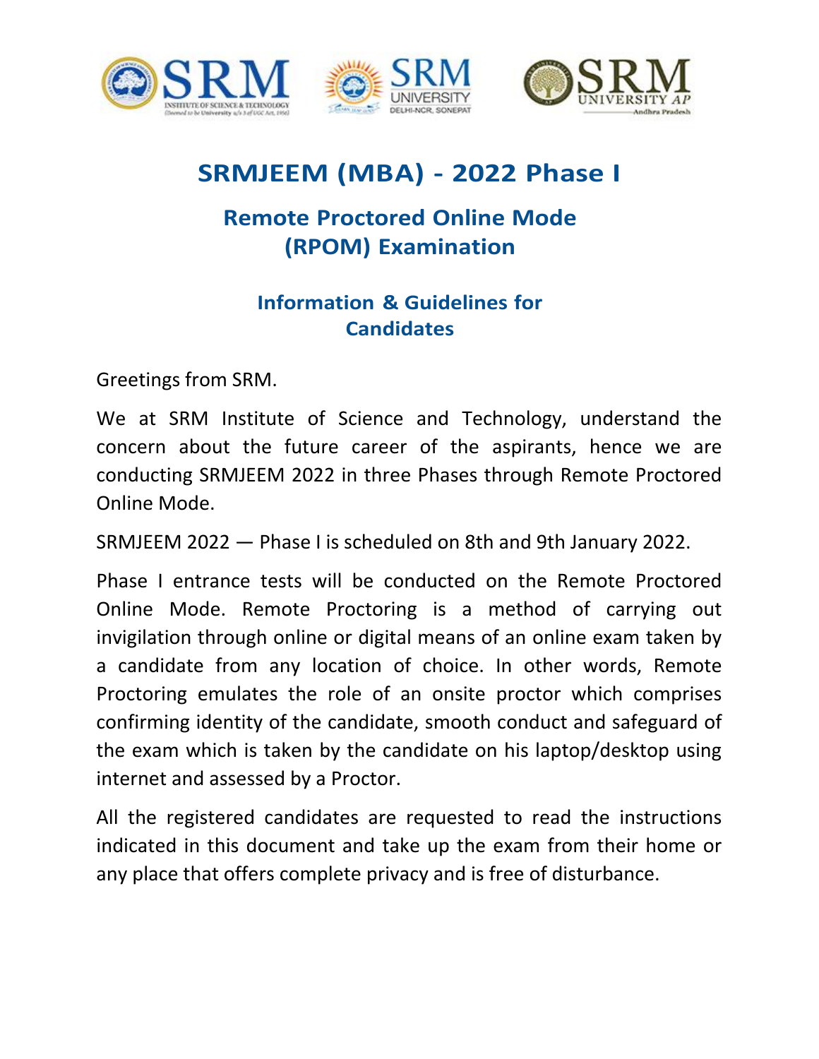# SRMJEEM (MBA) - 2022 Phase I

## Remote Proctored Online Mode (RPOM) Examination

### Information & Guidelines for Candidates

Greetings from SRM.

We at SRM Institute of Science and Technology, understand the concern about the future career of the aspirants, hence we are conducting SRMJEEM 2022 in three Phases through Remote Proctored Online Mode.

SRMJEEM 2022 — Phase I is scheduled on 8th and 9th January 2022.

Phase I entrance tests will be conducted on the Remote Proctored Online Mode. Remote Proctoring is a method of carrying out invigilation through online or digital means of an online exam taken by a candidate from any location of choice. In other words, Remote Proctoring emulates the role of an onsite proctor which comprises confirming identity of the candidate, smooth conduct and safeguard of the exam which is taken by the candidate on his laptop/desktop using internet and assessed by a Proctor.

All the registered candidates are requested to read the instructions indicated in this document and take up the exam from their home or any place that offers complete privacy and is free of disturbance.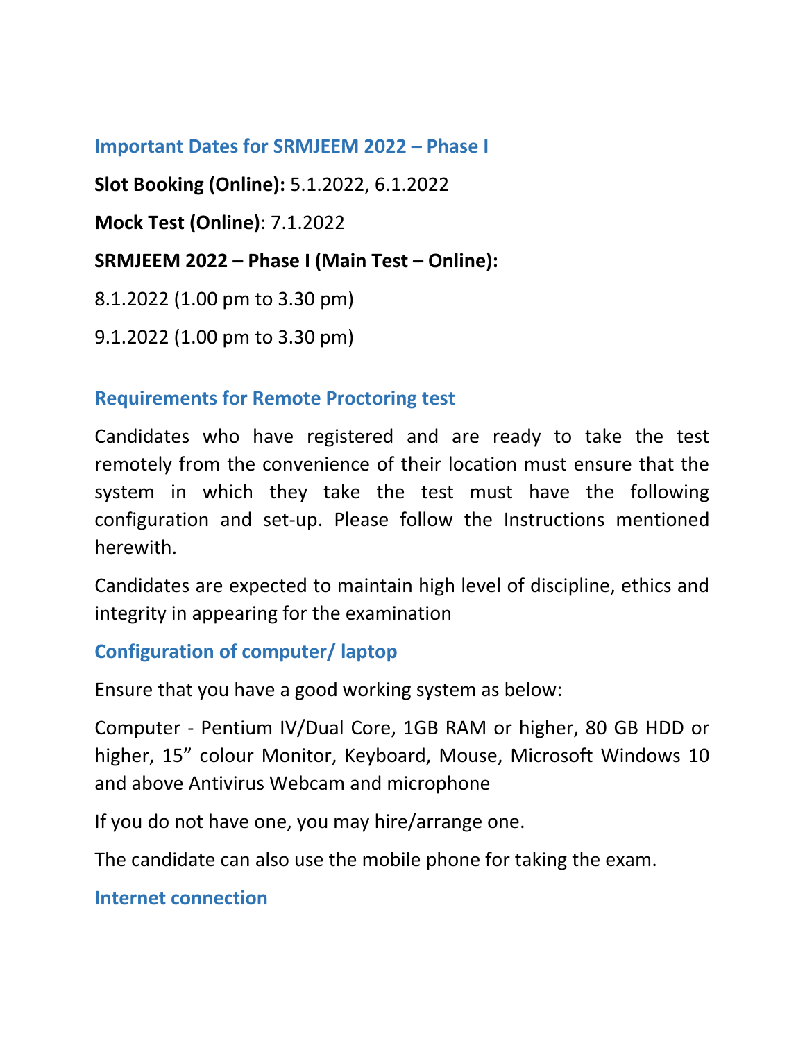## Important Dates for SRMJEEM 2022 – Phase I

**Slot Booking (Online):** 5.1.2022, 6.1.2022

**Mock Test (Online)**: 7.1.2022

**SRMJEEM 2022 – Phase I (Main Test – Online):**

8.1.2022 (1.00 pm to 3.30 pm)

9.1.2022 (1.00 pm to 3.30 pm)

## Requirements for Remote Proctoring test

Candidates who have registered and are ready to take the test remotely from the convenience of their location must ensure that the system in which they take the test must have the following configuration and set-up. Please follow the Instructions mentioned herewith.

Candidates are expected to maintain high level of discipline, ethics and integrity in appearing for the examination

## Configuration of computer/ laptop

Ensure that you have a good working system as below:

Computer - Pentium IV/Dual Core, 1GB RAM or higher, 80 GB HDD or higher, 15” colour Monitor, Keyboard, Mouse, Microsoft Windows 10 and above Antivirus Webcam and microphone

If you do not have one, you may hire/arrange one.

The candidate can also use the mobile phone for taking the exam.

## Internet connection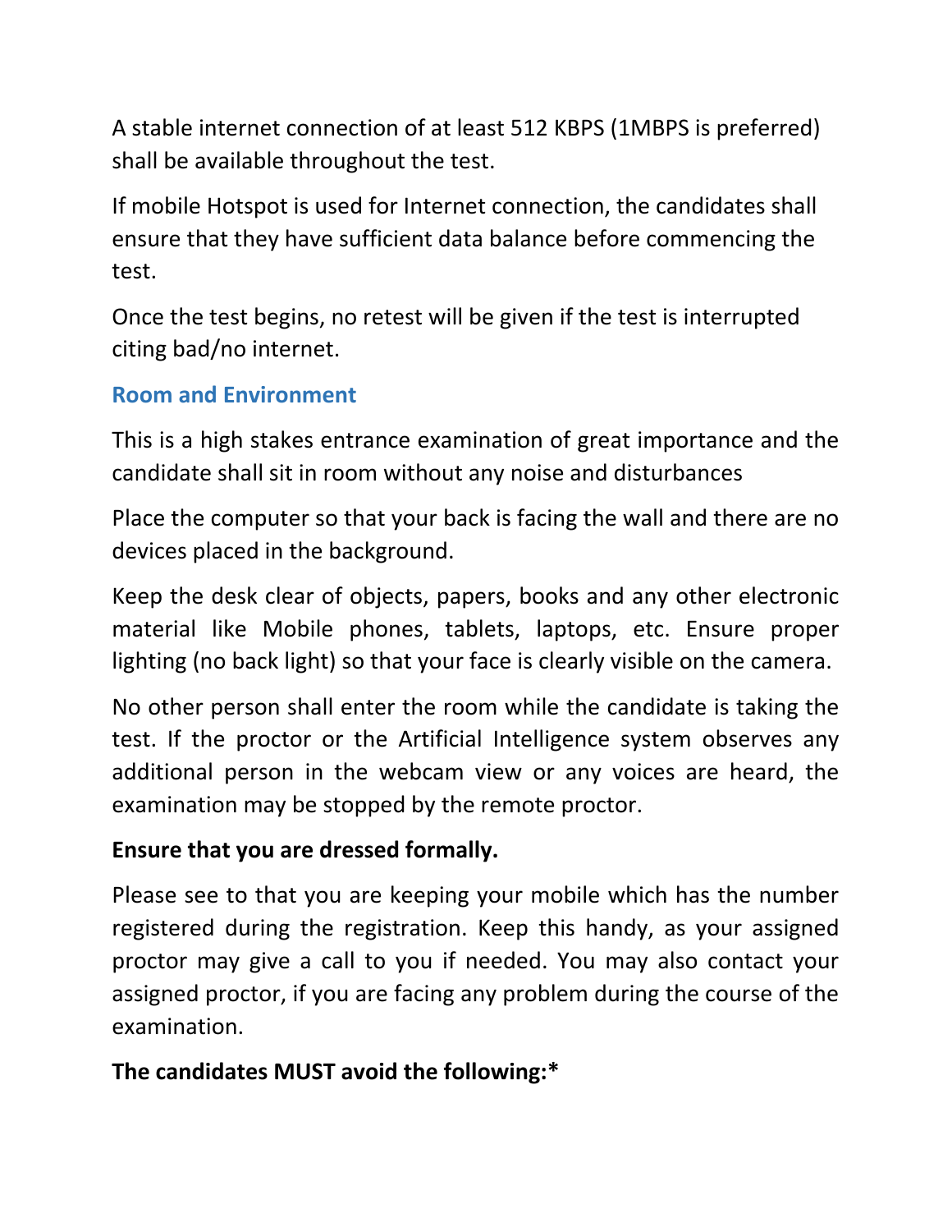A stable internet connection of at least 512 KBPS (1MBPS is preferred) shall be available throughout the test.

If mobile Hotspot is used for Internet connection, the candidates shall ensure that they have sufficient data balance before commencing the test.

Once the test begins, no retest will be given if the test is interrupted citing bad/no internet.

### Room and Environment

This is a high stakes entrance examination of great importance and the candidate shall sit in room without any noise and disturbances

Place the computer so that your back is facing the wall and there are no devices placed in the background.

Keep the desk clear of objects, papers, books and any other electronic material like Mobile phones, tablets, laptops, etc. Ensure proper lighting (no back light) so that your face is clearly visible on the camera.

No other person shall enter the room while the candidate is taking the test. If the proctor or the Artificial Intelligence system observes any additional person in the webcam view or any voices are heard, the examination may be stopped by the remote proctor.

**Ensure that you are dressed formally.**

Please see to that you are keeping your mobile which has the number registered during the registration. Keep this handy, as your assigned proctor may give a call to you if needed. You may also contact your assigned proctor, if you are facing any problem during the course of the examination.

**The candidates MUST avoid the following:***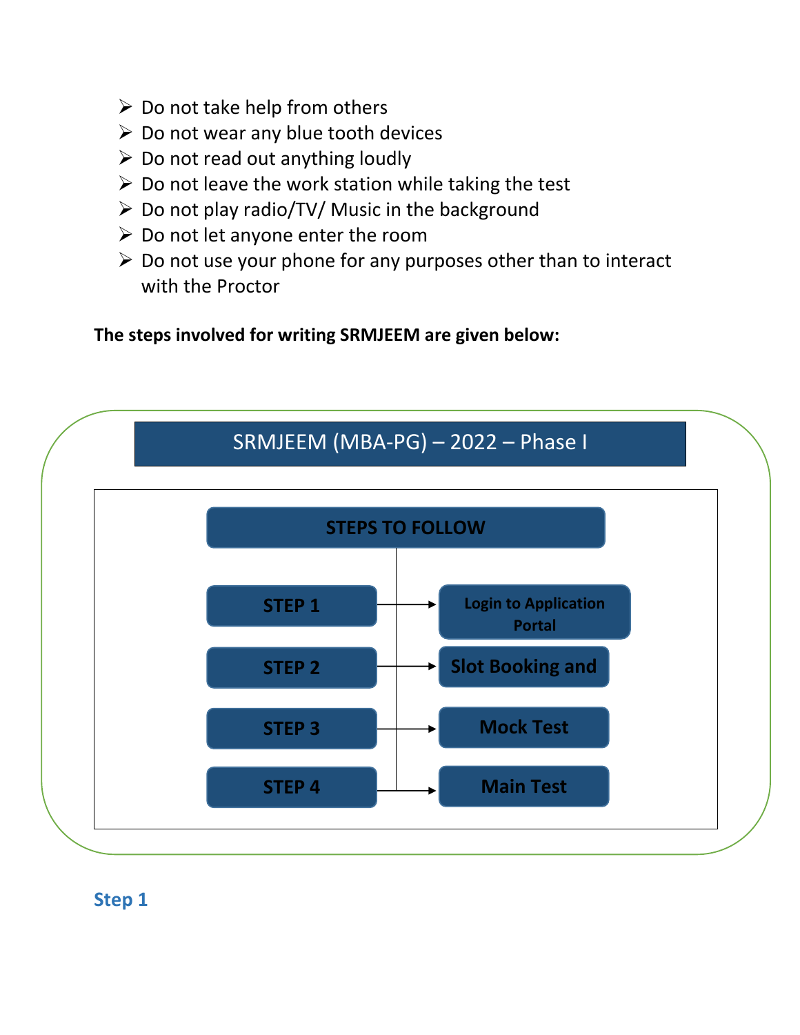- Do not take help from others
- Do not wear any blue tooth devices
- Do not read out anything loudly
- Do not leave the work station while taking the test
- Do not play radio/TV/ Music in the background
- Do not let anyone enter the room
- Do not use your phone for any purposes other than to interact with the Proctor

**The steps involved for writing SRMJEEM are given below:**

**SRMJEEM (MBA-PG) – 2022 – Phase I**

**STEPS TO FOLLOW**

- **STEP 1** → **Login to Application Portal**
- **STEP 2** → **Slot Booking and**
- **STEP 3** → **Mock Test**
- **STEP 4** → **Main Test**

## Step 1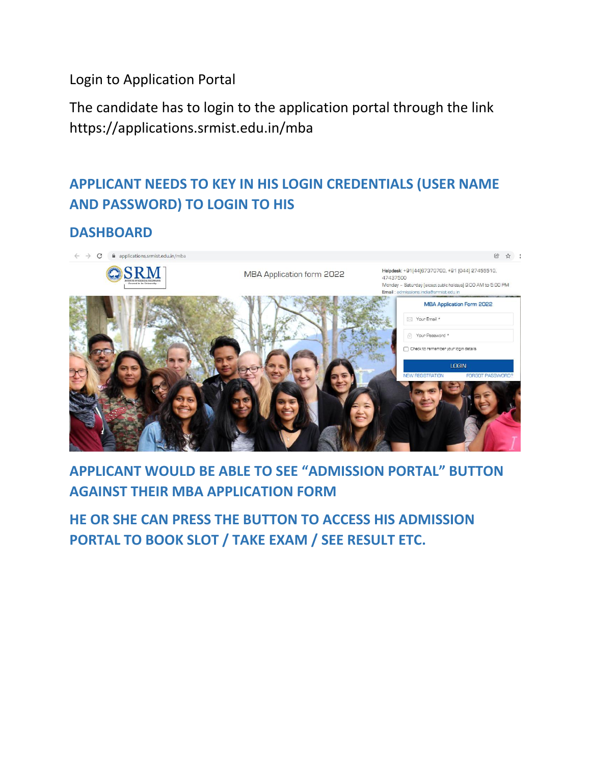Login to Application Portal

The candidate has to login to the application portal through the link https://applications.srmist.edu.in/mba

## APPLICANT NEEDS TO KEY IN HIS LOGIN CREDENTIALS (USER NAME AND PASSWORD) TO LOGIN TO HIS

## DASHBOARD

## APPLICANT WOULD BE ABLE TO SEE "ADMISSION PORTAL" BUTTON AGAINST THEIR MBA APPLICATION FORM

## HE OR SHE CAN PRESS THE BUTTON TO ACCESS HIS ADMISSION PORTAL TO BOOK SLOT / TAKE EXAM / SEE RESULT ETC.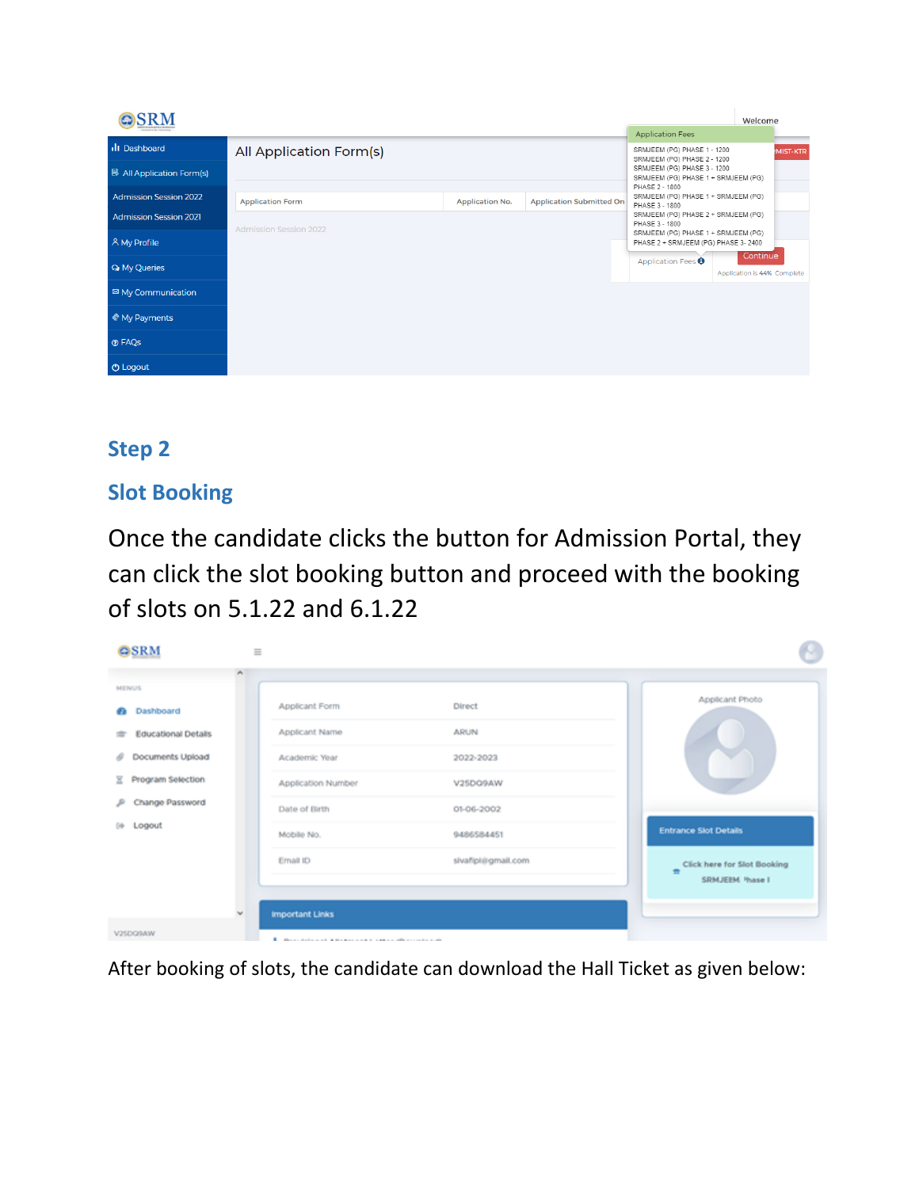## Step 2

## Slot Booking

Once the candidate clicks the button for Admission Portal, they can click the slot booking button and proceed with the booking of slots on 5.1.22 and 6.1.22

After booking of slots, the candidate can download the Hall Ticket as given below: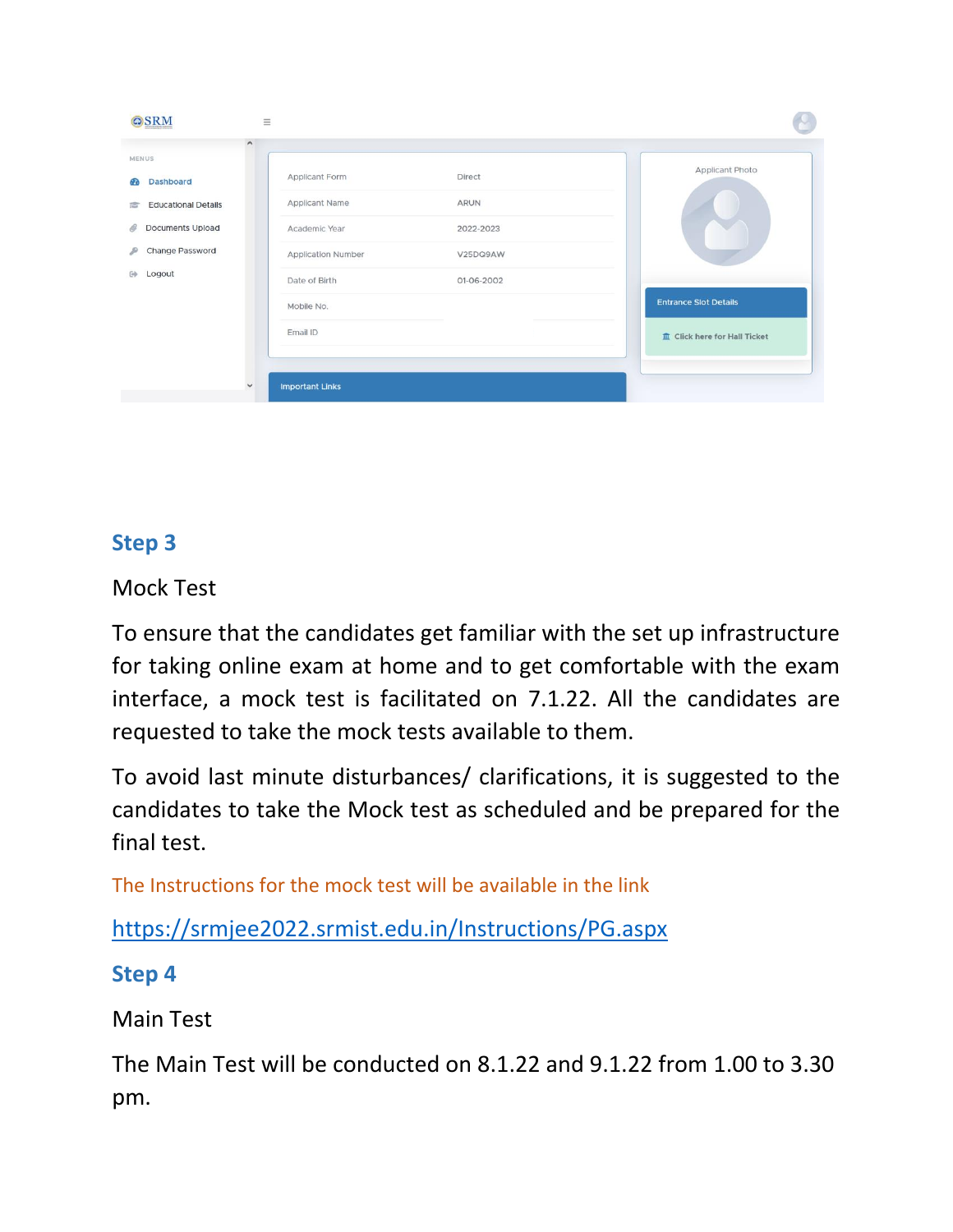## Step 3

Mock Test

To ensure that the candidates get familiar with the set up infrastructure for taking online exam at home and to get comfortable with the exam interface, a mock test is facilitated on 7.1.22. All the candidates are requested to take the mock tests available to them.

To avoid last minute disturbances/ clarifications, it is suggested to the candidates to take the Mock test as scheduled and be prepared for the final test.

The Instructions for the mock test will be available in the link

https://srmjee2022.srmist.edu.in/Instructions/PG.aspx

## Step 4

Main Test

The Main Test will be conducted on 8.1.22 and 9.1.22 from 1.00 to 3.30 pm.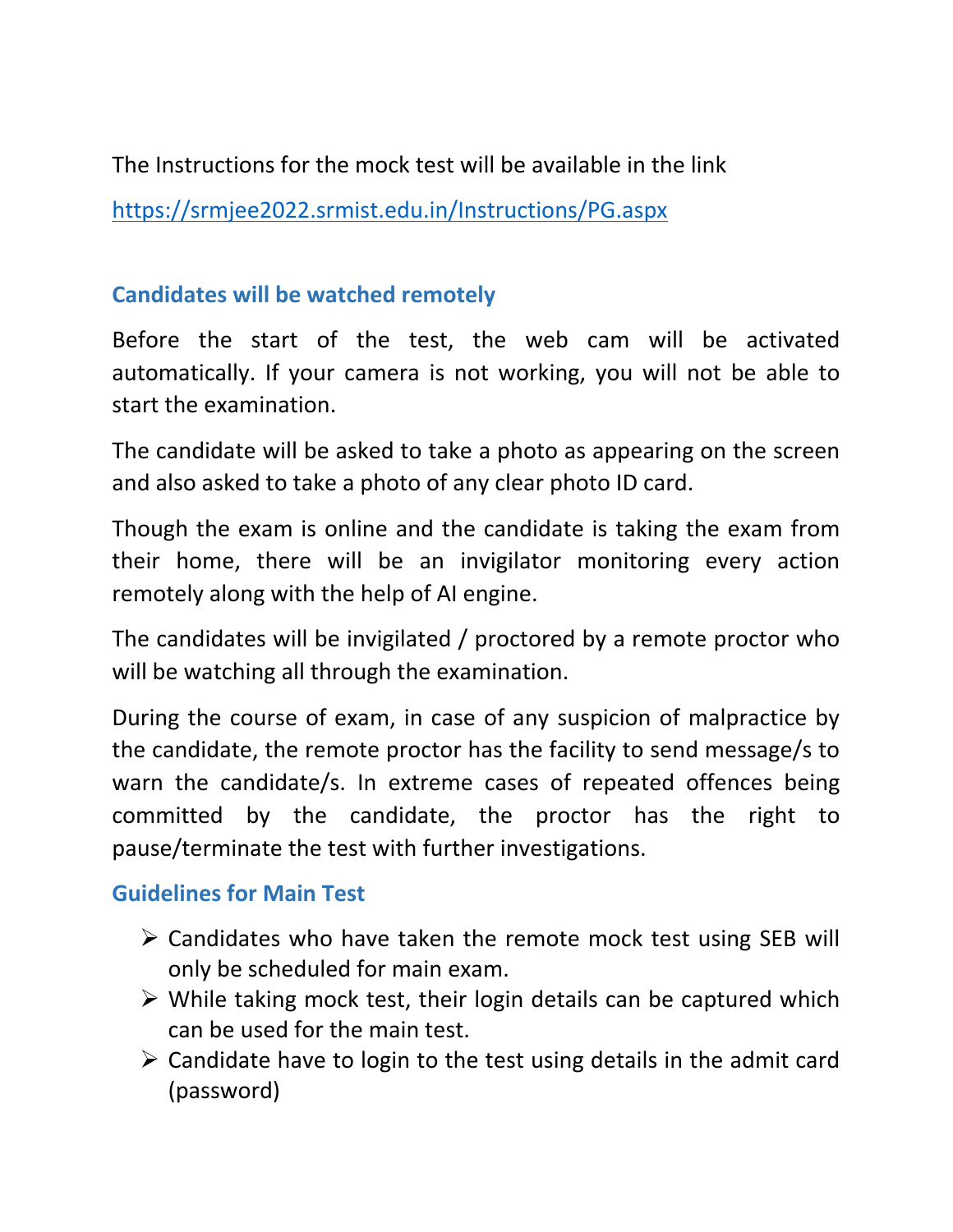The Instructions for the mock test will be available in the link

https://srmjee2022.srmist.edu.in/Instructions/PG.aspx

### Candidates will be watched remotely

Before the start of the test, the web cam will be activated automatically. If your camera is not working, you will not be able to start the examination.

The candidate will be asked to take a photo as appearing on the screen and also asked to take a photo of any clear photo ID card.

Though the exam is online and the candidate is taking the exam from their home, there will be an invigilator monitoring every action remotely along with the help of AI engine.

The candidates will be invigilated / proctored by a remote proctor who will be watching all through the examination.

During the course of exam, in case of any suspicion of malpractice by the candidate, the remote proctor has the facility to send message/s to warn the candidate/s. In extreme cases of repeated offences being committed by the candidate, the proctor has the right to pause/terminate the test with further investigations.

### Guidelines for Main Test

- Candidates who have taken the remote mock test using SEB will only be scheduled for main exam.
- While taking mock test, their login details can be captured which can be used for the main test.
- Candidate have to login to the test using details in the admit card (password)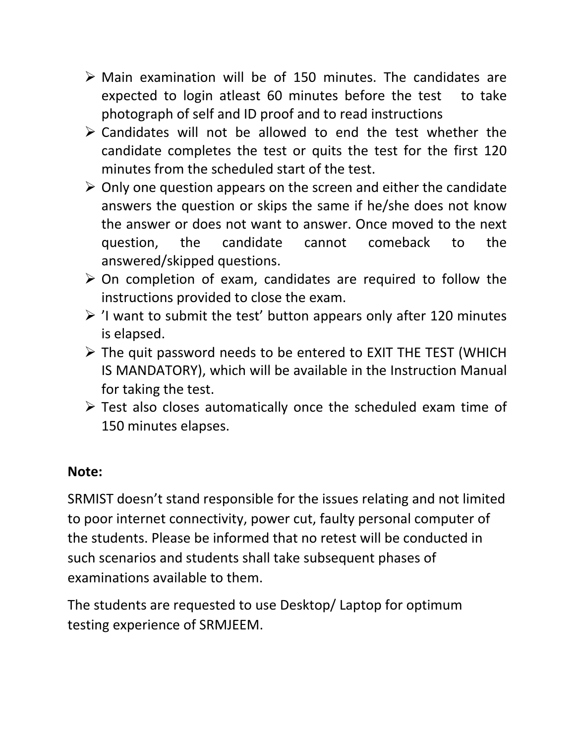- Main examination will be of 150 minutes. The candidates are expected to login atleast 60 minutes before the test to take photograph of self and ID proof and to read instructions
- Candidates will not be allowed to end the test whether the candidate completes the test or quits the test for the first 120 minutes from the scheduled start of the test.
- Only one question appears on the screen and either the candidate answers the question or skips the same if he/she does not know the answer or does not want to answer. Once moved to the next question, the candidate cannot comeback to the answered/skipped questions.
- On completion of exam, candidates are required to follow the instructions provided to close the exam.
- 'I want to submit the test' button appears only after 120 minutes is elapsed.
- The quit password needs to be entered to EXIT THE TEST (WHICH IS MANDATORY), which will be available in the Instruction Manual for taking the test.
- Test also closes automatically once the scheduled exam time of 150 minutes elapses.

**Note:**

SRMIST doesn't stand responsible for the issues relating and not limited to poor internet connectivity, power cut, faulty personal computer of the students. Please be informed that no retest will be conducted in such scenarios and students shall take subsequent phases of examinations available to them.

The students are requested to use Desktop/ Laptop for optimum testing experience of SRMJEEM.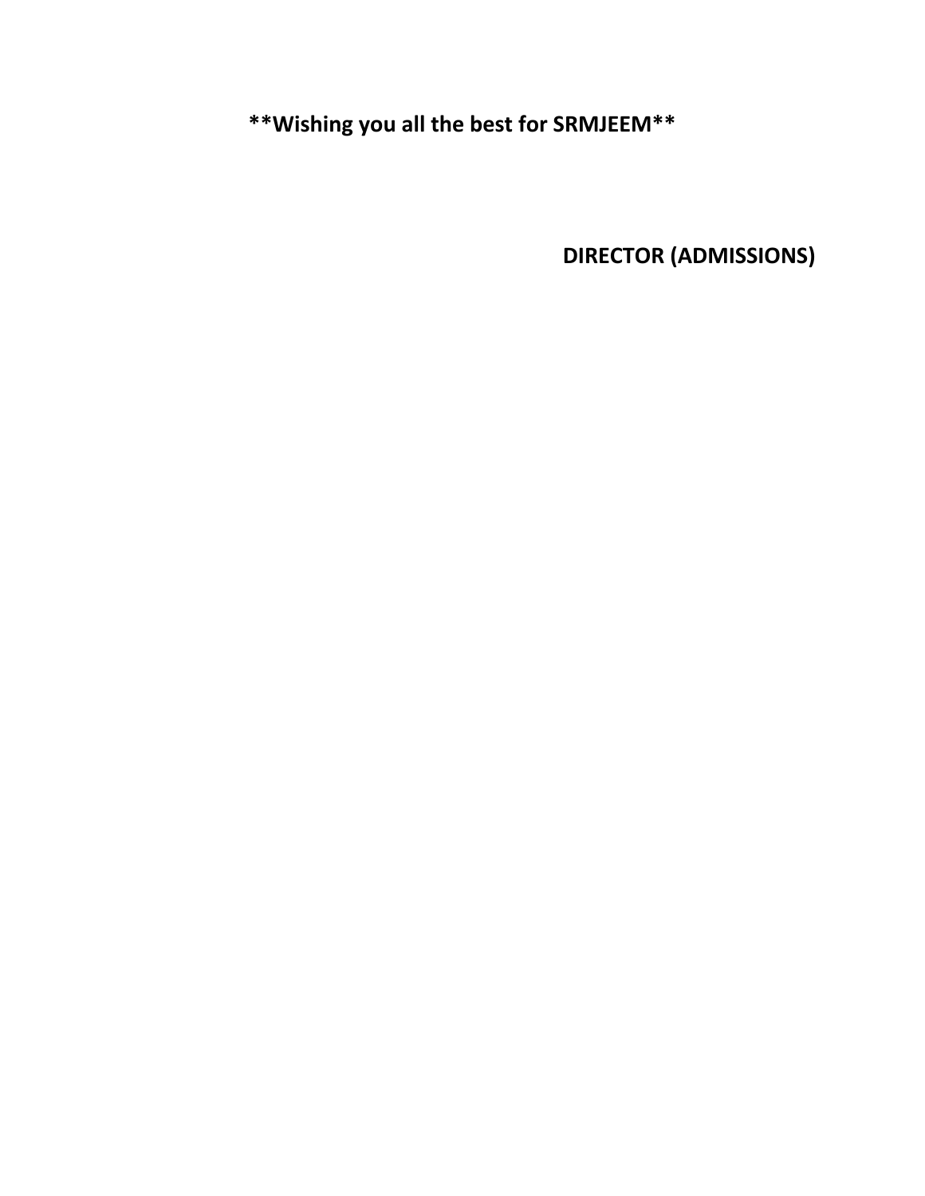**Wishing you all the best for SRMJEEM**

**DIRECTOR (ADMISSIONS)**